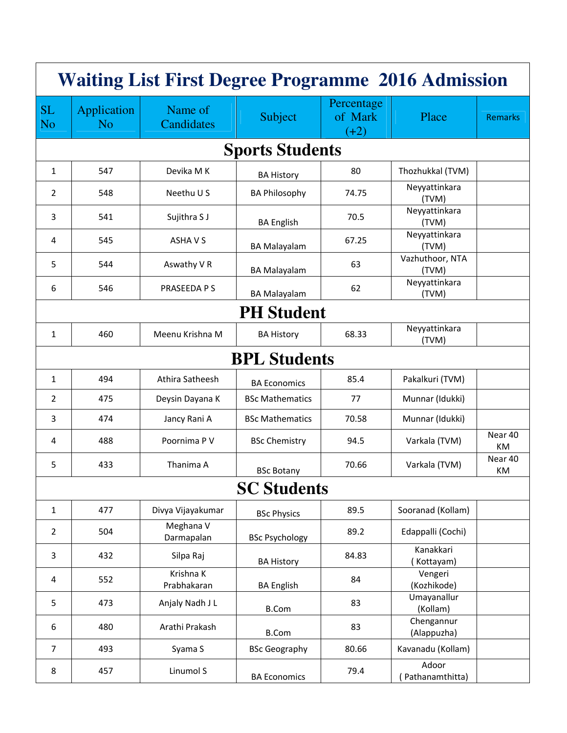# Waiting List First Degree Programme 2016 Admission

| SL No | Application No | Name of Candidates | Subject | Percentage of Mark (+2) | Place | Remarks |
|---|---|---|---|---|---|---|
| **Sports Students** | | | | | | |
| 1 | 547 | Devika M K | BA History | 80 | Thozhukkal (TVM) | |
| 2 | 548 | Neethu U S | BA Philosophy | 74.75 | Neyyattinkara (TVM) | |
| 3 | 541 | Sujithra S J | BA English | 70.5 | Neyyattinkara (TVM) | |
| 4 | 545 | ASHA V S | BA Malayalam | 67.25 | Neyyattinkara (TVM) | |
| 5 | 544 | Aswathy V R | BA Malayalam | 63 | Vazhuthoor, NTA (TVM) | |
| 6 | 546 | PRASEEDA P S | BA Malayalam | 62 | Neyyattinkara (TVM) | |
| **PH Student** | | | | | | |
| 1 | 460 | Meenu Krishna M | BA History | 68.33 | Neyyattinkara (TVM) | |
| **BPL Students** | | | | | | |
| 1 | 494 | Athira Satheesh | BA Economics | 85.4 | Pakalkuri (TVM) | |
| 2 | 475 | Deysin Dayana K | BSc Mathematics | 77 | Munnar (Idukki) | |
| 3 | 474 | Jancy Rani A | BSc Mathematics | 70.58 | Munnar (Idukki) | |
| 4 | 488 | Poornima P V | BSc Chemistry | 94.5 | Varkala (TVM) | Near 40 KM |
| 5 | 433 | Thanima A | BSc Botany | 70.66 | Varkala (TVM) | Near 40 KM |
| **SC Students** | | | | | | |
| 1 | 477 | Divya Vijayakumar | BSc Physics | 89.5 | Sooranad (Kollam) | |
| 2 | 504 | Meghana V Darmapalan | BSc Psychology | 89.2 | Edappalli (Cochi) | |
| 3 | 432 | Silpa Raj | BA History | 84.83 | Kanakkari ( Kottayam) | |
| 4 | 552 | Krishna K Prabhakaran | BA English | 84 | Vengeri (Kozhikode) | |
| 5 | 473 | Anjaly Nadh J L | B.Com | 83 | Umayanallur (Kollam) | |
| 6 | 480 | Arathi Prakash | B.Com | 83 | Chengannur (Alappuzha) | |
| 7 | 493 | Syama S | BSc Geography | 80.66 | Kavanadu (Kollam) | |
| 8 | 457 | Linumol S | BA Economics | 79.4 | Adoor ( Pathanamthitta) | |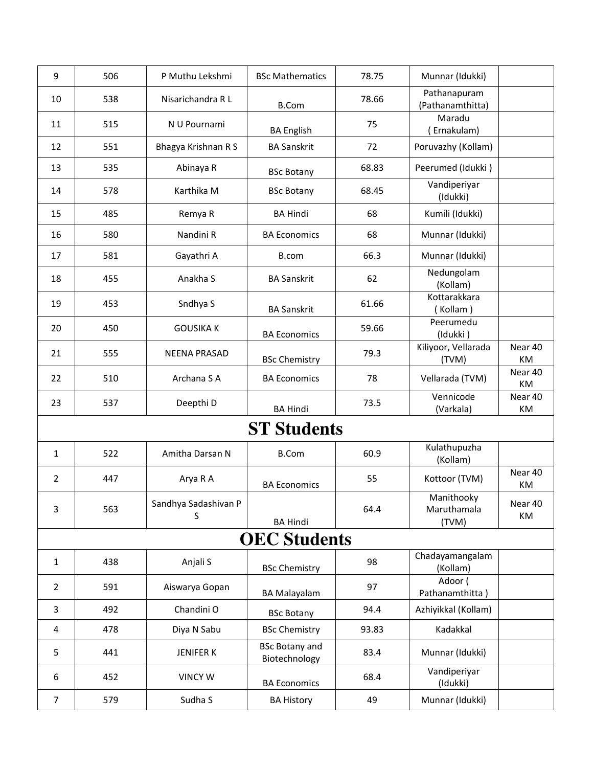| | | | | | | |
|---|---|---|---|---|---|---|
| 9 | 506 | P Muthu Lekshmi | BSc Mathematics | 78.75 | Munnar (Idukki) | |
| 10 | 538 | Nisarichandra R L | B.Com | 78.66 | Pathanapuram (Pathanamthitta) | |
| 11 | 515 | N U Pournami | BA English | 75 | Maradu ( Ernakulam) | |
| 12 | 551 | Bhagya Krishnan R S | BA Sanskrit | 72 | Poruvazhy (Kollam) | |
| 13 | 535 | Abinaya R | BSc Botany | 68.83 | Peerumed (Idukki ) | |
| 14 | 578 | Karthika M | BSc Botany | 68.45 | Vandiperiyar (Idukki) | |
| 15 | 485 | Remya R | BA Hindi | 68 | Kumili (Idukki) | |
| 16 | 580 | Nandini R | BA Economics | 68 | Munnar (Idukki) | |
| 17 | 581 | Gayathri A | B.com | 66.3 | Munnar (Idukki) | |
| 18 | 455 | Anakha S | BA Sanskrit | 62 | Nedungolam (Kollam) | |
| 19 | 453 | Sndhya S | BA Sanskrit | 61.66 | Kottarakkara ( Kollam ) | |
| 20 | 450 | GOUSIKA K | BA Economics | 59.66 | Peerumedu (Idukki ) | |
| 21 | 555 | NEENA PRASAD | BSc Chemistry | 79.3 | Kiliyoor, Vellarada (TVM) | Near 40 KM |
| 22 | 510 | Archana S A | BA Economics | 78 | Vellarada (TVM) | Near 40 KM |
| 23 | 537 | Deepthi D | BA Hindi | 73.5 | Vennicode (Varkala) | Near 40 KM |
| **ST Students** | | | | | | |
| 1 | 522 | Amitha Darsan N | B.Com | 60.9 | Kulathupuzha (Kollam) | |
| 2 | 447 | Arya R A | BA Economics | 55 | Kottoor (TVM) | Near 40 KM |
| 3 | 563 | Sandhya Sadashivan P S | BA Hindi | 64.4 | Manithooky Maruthamala (TVM) | Near 40 KM |
| **OEC Students** | | | | | | |
| 1 | 438 | Anjali S | BSc Chemistry | 98 | Chadayamangalam (Kollam) | |
| 2 | 591 | Aiswarya Gopan | BA Malayalam | 97 | Adoor ( Pathanamthitta ) | |
| 3 | 492 | Chandini O | BSc Botany | 94.4 | Azhiyikkal (Kollam) | |
| 4 | 478 | Diya N Sabu | BSc Chemistry | 93.83 | Kadakkal | |
| 5 | 441 | JENIFER K | BSc Botany and Biotechnology | 83.4 | Munnar (Idukki) | |
| 6 | 452 | VINCY W | BA Economics | 68.4 | Vandiperiyar (Idukki) | |
| 7 | 579 | Sudha S | BA History | 49 | Munnar (Idukki) | |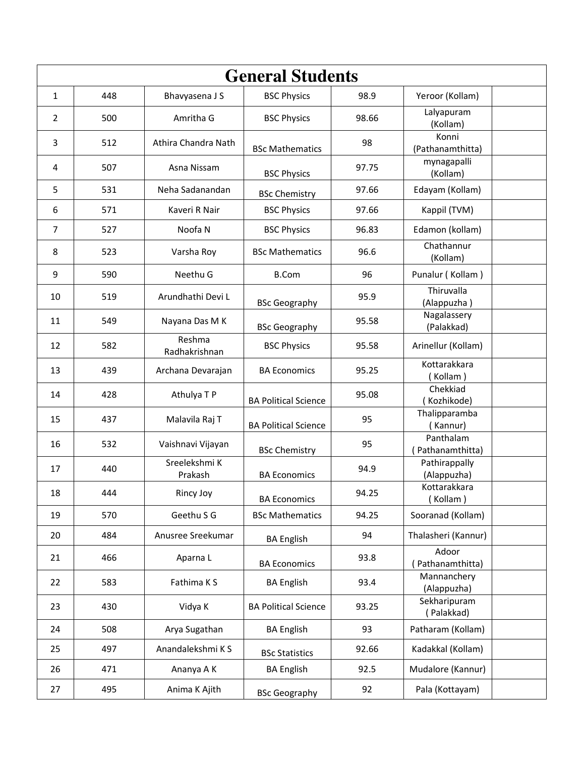# General Students

| | | | | | | |
|---|---|---|---|---|---|---|
| 1 | 448 | Bhavyasena J S | BSC Physics | 98.9 | Yeroor (Kollam) | |
| 2 | 500 | Amritha G | BSC Physics | 98.66 | Lalyapuram (Kollam) | |
| 3 | 512 | Athira Chandra Nath | BSc Mathematics | 98 | Konni (Pathanamthitta) | |
| 4 | 507 | Asna Nissam | BSC Physics | 97.75 | mynagapalli (Kollam) | |
| 5 | 531 | Neha Sadanandan | BSc Chemistry | 97.66 | Edayam (Kollam) | |
| 6 | 571 | Kaveri R Nair | BSC Physics | 97.66 | Kappil (TVM) | |
| 7 | 527 | Noofa N | BSC Physics | 96.83 | Edamon (kollam) | |
| 8 | 523 | Varsha Roy | BSc Mathematics | 96.6 | Chathannur (Kollam) | |
| 9 | 590 | Neethu G | B.Com | 96 | Punalur ( Kollam ) | |
| 10 | 519 | Arundhathi Devi L | BSc Geography | 95.9 | Thiruvalla (Alappuzha ) | |
| 11 | 549 | Nayana Das M K | BSc Geography | 95.58 | Nagalassery (Palakkad) | |
| 12 | 582 | Reshma Radhakrishnan | BSC Physics | 95.58 | Arinellur (Kollam) | |
| 13 | 439 | Archana Devarajan | BA Economics | 95.25 | Kottarakkara ( Kollam ) | |
| 14 | 428 | Athulya T P | BA Political Science | 95.08 | Chekkiad ( Kozhikode) | |
| 15 | 437 | Malavila Raj T | BA Political Science | 95 | Thalipparamba ( Kannur) | |
| 16 | 532 | Vaishnavi Vijayan | BSc Chemistry | 95 | Panthalam ( Pathanamthitta) | |
| 17 | 440 | Sreelekshmi K Prakash | BA Economics | 94.9 | Pathirappally (Alappuzha) | |
| 18 | 444 | Rincy Joy | BA Economics | 94.25 | Kottarakkara ( Kollam ) | |
| 19 | 570 | Geethu S G | BSc Mathematics | 94.25 | Sooranad (Kollam) | |
| 20 | 484 | Anusree Sreekumar | BA English | 94 | Thalasheri (Kannur) | |
| 21 | 466 | Aparna L | BA Economics | 93.8 | Adoor ( Pathanamthitta) | |
| 22 | 583 | Fathima K S | BA English | 93.4 | Mannanchery (Alappuzha) | |
| 23 | 430 | Vidya K | BA Political Science | 93.25 | Sekharipuram ( Palakkad) | |
| 24 | 508 | Arya Sugathan | BA English | 93 | Patharam (Kollam) | |
| 25 | 497 | Anandalekshmi K S | BSc Statistics | 92.66 | Kadakkal (Kollam) | |
| 26 | 471 | Ananya A K | BA English | 92.5 | Mudalore (Kannur) | |
| 27 | 495 | Anima K Ajith | BSc Geography | 92 | Pala (Kottayam) | |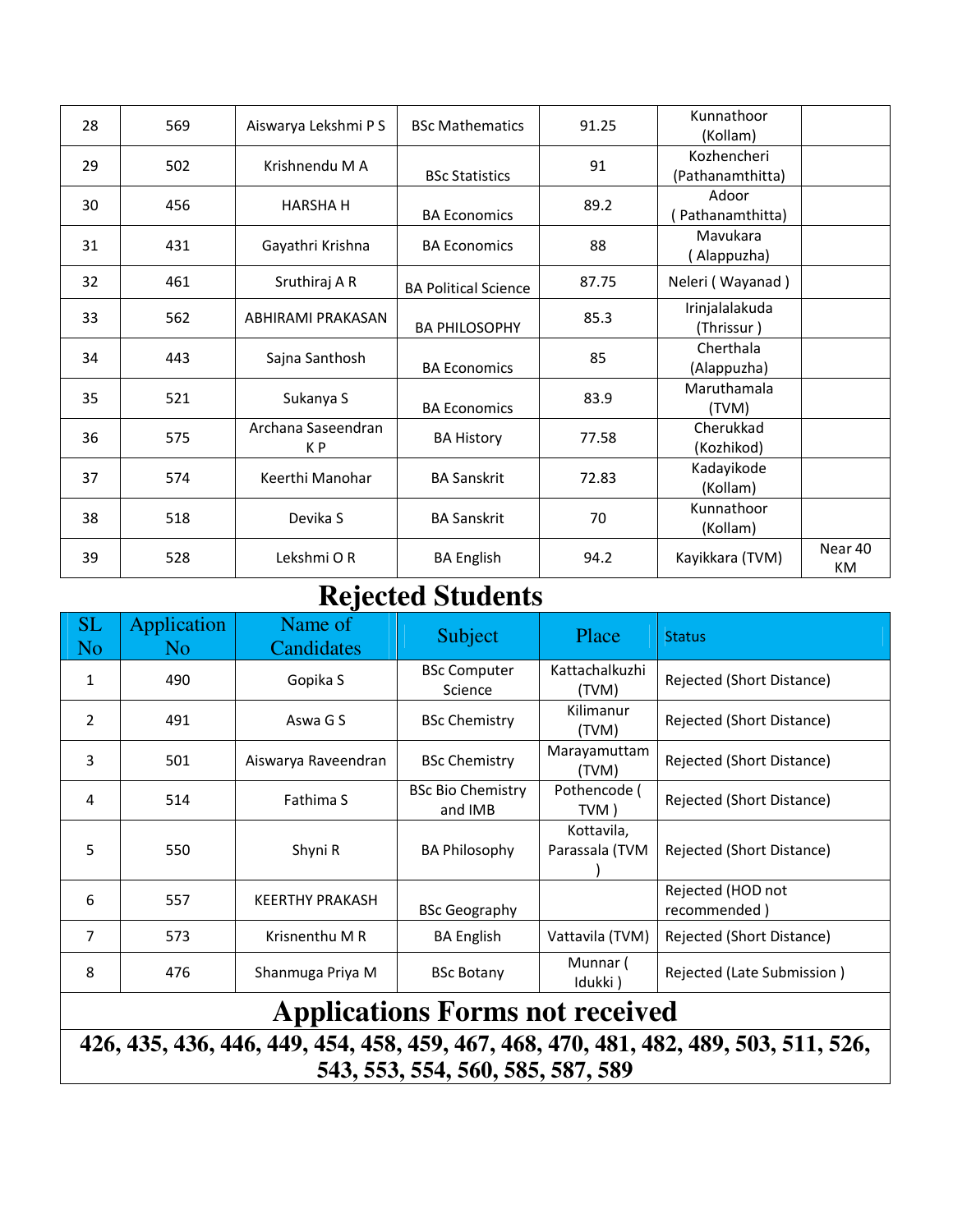| | | | | | | |
|---|---|---|---|---|---|---|
| 28 | 569 | Aiswarya Lekshmi P S | BSc Mathematics | 91.25 | Kunnathoor (Kollam) | |
| 29 | 502 | Krishnendu M A | BSc Statistics | 91 | Kozhencheri (Pathanamthitta) | |
| 30 | 456 | HARSHA H | BA Economics | 89.2 | Adoor ( Pathanamthitta) | |
| 31 | 431 | Gayathri Krishna | BA Economics | 88 | Mavukara ( Alappuzha) | |
| 32 | 461 | Sruthiraj A R | BA Political Science | 87.75 | Neleri ( Wayanad ) | |
| 33 | 562 | ABHIRAMI PRAKASAN | BA PHILOSOPHY | 85.3 | Irinjalalakuda (Thrissur ) | |
| 34 | 443 | Sajna Santhosh | BA Economics | 85 | Cherthala (Alappuzha) | |
| 35 | 521 | Sukanya S | BA Economics | 83.9 | Maruthamala (TVM) | |
| 36 | 575 | Archana Saseendran K P | BA History | 77.58 | Cherukkad (Kozhikod) | |
| 37 | 574 | Keerthi Manohar | BA Sanskrit | 72.83 | Kadayikode (Kollam) | |
| 38 | 518 | Devika S | BA Sanskrit | 70 | Kunnathoor (Kollam) | |
| 39 | 528 | Lekshmi O R | BA English | 94.2 | Kayikkara (TVM) | Near 40 KM |

# Rejected Students

| SL No | Application No | Name of Candidates | Subject | Place | Status |
|---|---|---|---|---|---|
| 1 | 490 | Gopika S | BSc Computer Science | Kattachalkuzhi (TVM) | Rejected (Short Distance) |
| 2 | 491 | Aswa G S | BSc Chemistry | Kilimanur (TVM) | Rejected (Short Distance) |
| 3 | 501 | Aiswarya Raveendran | BSc Chemistry | Marayamuttam (TVM) | Rejected (Short Distance) |
| 4 | 514 | Fathima S | BSc Bio Chemistry and IMB | Pothencode ( TVM ) | Rejected (Short Distance) |
| 5 | 550 | Shyni R | BA Philosophy | Kottavila, Parassala (TVM ) | Rejected (Short Distance) |
| 6 | 557 | KEERTHY PRAKASH | BSc Geography | | Rejected (HOD not recommended ) |
| 7 | 573 | Krisnenthu M R | BA English | Vattavila (TVM) | Rejected (Short Distance) |
| 8 | 476 | Shanmuga Priya M | BSc Botany | Munnar ( Idukki ) | Rejected (Late Submission ) |

# Applications Forms not received

**426, 435, 436, 446, 449, 454, 458, 459, 467, 468, 470, 481, 482, 489, 503, 511, 526, 543, 553, 554, 560, 585, 587, 589**